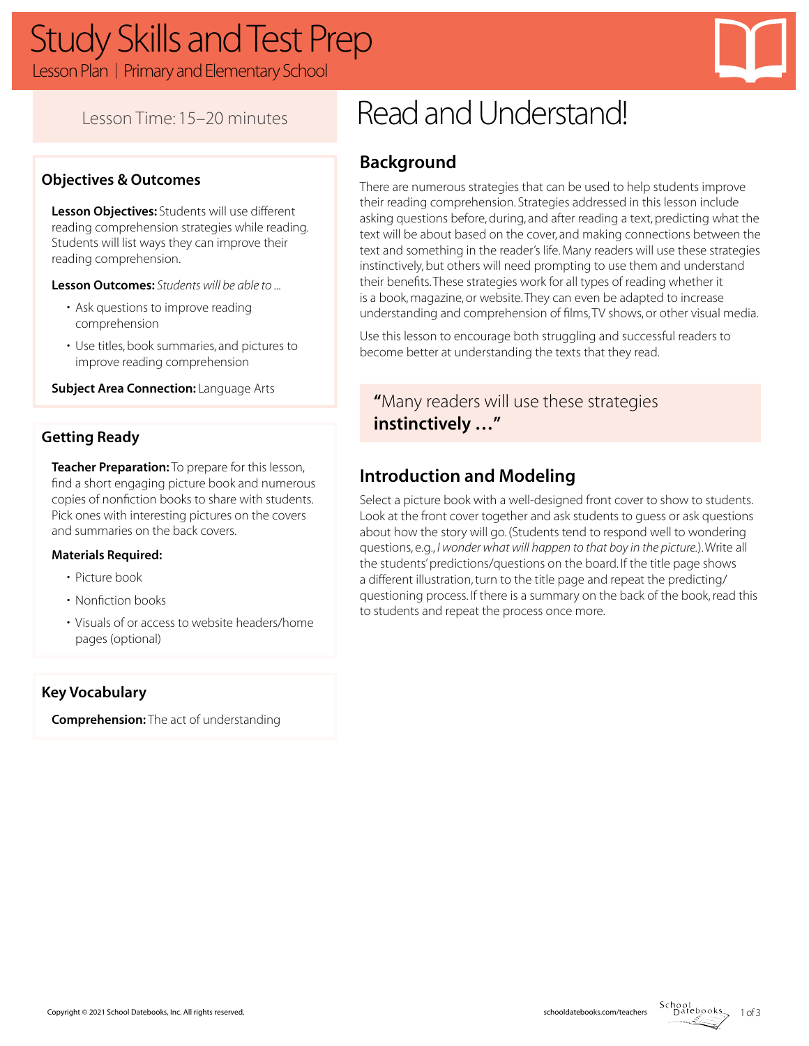# Study Skills and Test Prep

Lesson Plan | Primary and Elementary School

Lesson Time: 15–20 minutes

## Objectives & Outcomes

**Lesson Objectives:** Students will use different reading comprehension strategies while reading. Students will list ways they can improve their reading comprehension.

**Lesson Outcomes:** *Students will be able to ...*

- Ask questions to improve reading comprehension
- Use titles, book summaries, and pictures to improve reading comprehension

**Subject Area Connection:** Language Arts

## Getting Ready

**Teacher Preparation:** To prepare for this lesson, find a short engaging picture book and numerous copies of nonfiction books to share with students. Pick ones with interesting pictures on the covers and summaries on the back covers.

**Materials Required:**

- Picture book
- Nonfiction books
- Visuals of or access to website headers/home pages (optional)

## Key Vocabulary

**Comprehension:** The act of understanding

# Read and Understand!

## Background

There are numerous strategies that can be used to help students improve their reading comprehension. Strategies addressed in this lesson include asking questions before, during, and after reading a text, predicting what the text will be about based on the cover, and making connections between the text and something in the reader's life. Many readers will use these strategies instinctively, but others will need prompting to use them and understand their benefits. These strategies work for all types of reading whether it is a book, magazine, or website. They can even be adapted to increase understanding and comprehension of films, TV shows, or other visual media.

Use this lesson to encourage both struggling and successful readers to become better at understanding the texts that they read.

> **"**Many readers will use these strategies **instinctively ..."**

## Introduction and Modeling

Select a picture book with a well-designed front cover to show to students. Look at the front cover together and ask students to guess or ask questions about how the story will go. (Students tend to respond well to wondering questions, e.g., *I wonder what will happen to that boy in the picture.*). Write all the students' predictions/questions on the board. If the title page shows a different illustration, turn to the title page and repeat the predicting/questioning process. If there is a summary on the back of the book, read this to students and repeat the process once more.

Copyright © 2021 School Datebooks, Inc. All rights reserved.

schooldatebooks.com/teachers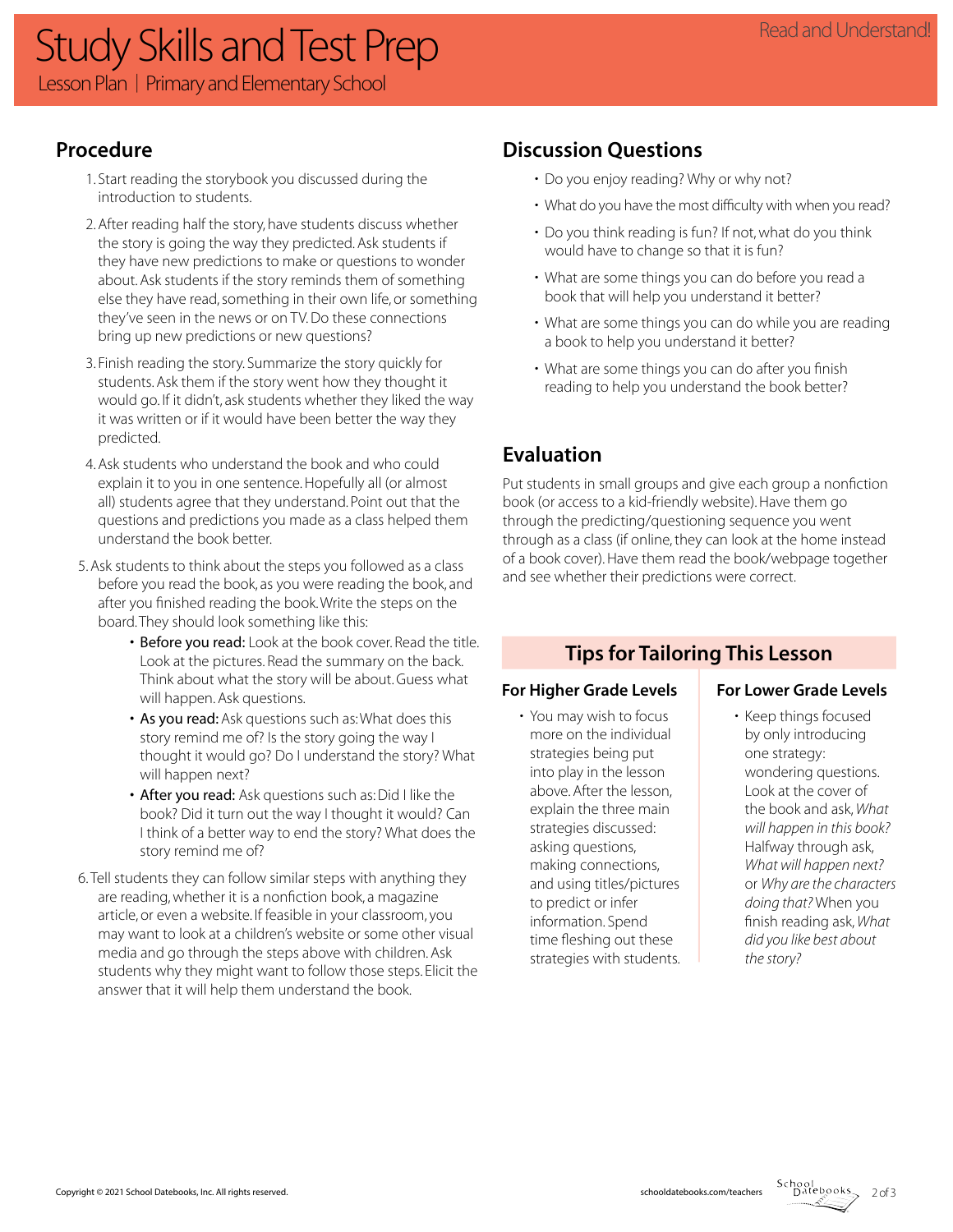## Procedure

1. Start reading the storybook you discussed during the introduction to students.
2. After reading half the story, have students discuss whether the story is going the way they predicted. Ask students if they have new predictions to make or questions to wonder about. Ask students if the story reminds them of something else they have read, something in their own life, or something they've seen in the news or on TV. Do these connections bring up new predictions or new questions?
3. Finish reading the story. Summarize the story quickly for students. Ask them if the story went how they thought it would go. If it didn't, ask students whether they liked the way it was written or if it would have been better the way they predicted.
4. Ask students who understand the book and who could explain it to you in one sentence. Hopefully all (or almost all) students agree that they understand. Point out that the questions and predictions you made as a class helped them understand the book better.
5. Ask students to think about the steps you followed as a class before you read the book, as you were reading the book, and after you finished reading the book. Write the steps on the board. They should look something like this:
    - **Before you read:** Look at the book cover. Read the title. Look at the pictures. Read the summary on the back. Think about what the story will be about. Guess what will happen. Ask questions.
    - **As you read:** Ask questions such as: What does this story remind me of? Is the story going the way I thought it would go? Do I understand the story? What will happen next?
    - **After you read:** Ask questions such as: Did I like the book? Did it turn out the way I thought it would? Can I think of a better way to end the story? What does the story remind me of?
6. Tell students they can follow similar steps with anything they are reading, whether it is a nonfiction book, a magazine article, or even a website. If feasible in your classroom, you may want to look at a children's website or some other visual media and go through the steps above with children. Ask students why they might want to follow those steps. Elicit the answer that it will help them understand the book.

## Discussion Questions

- Do you enjoy reading? Why or why not?
- What do you have the most difficulty with when you read?
- Do you think reading is fun? If not, what do you think would have to change so that it is fun?
- What are some things you can do before you read a book that will help you understand it better?
- What are some things you can do while you are reading a book to help you understand it better?
- What are some things you can do after you finish reading to help you understand the book better?

## Evaluation

Put students in small groups and give each group a nonfiction book (or access to a kid-friendly website). Have them go through the predicting/questioning sequence you went through as a class (if online, they can look at the home instead of a book cover). Have them read the book/webpage together and see whether their predictions were correct.

## Tips for Tailoring This Lesson

### For Higher Grade Levels

- You may wish to focus more on the individual strategies being put into play in the lesson above. After the lesson, explain the three main strategies discussed: asking questions, making connections, and using titles/pictures to predict or infer information. Spend time fleshing out these strategies with students.

### For Lower Grade Levels

- Keep things focused by only introducing one strategy: wondering questions. Look at the cover of the book and ask, *What will happen in this book?* Halfway through ask, *What will happen next?* or *Why are the characters doing that?* When you finish reading ask, *What did you like best about the story?*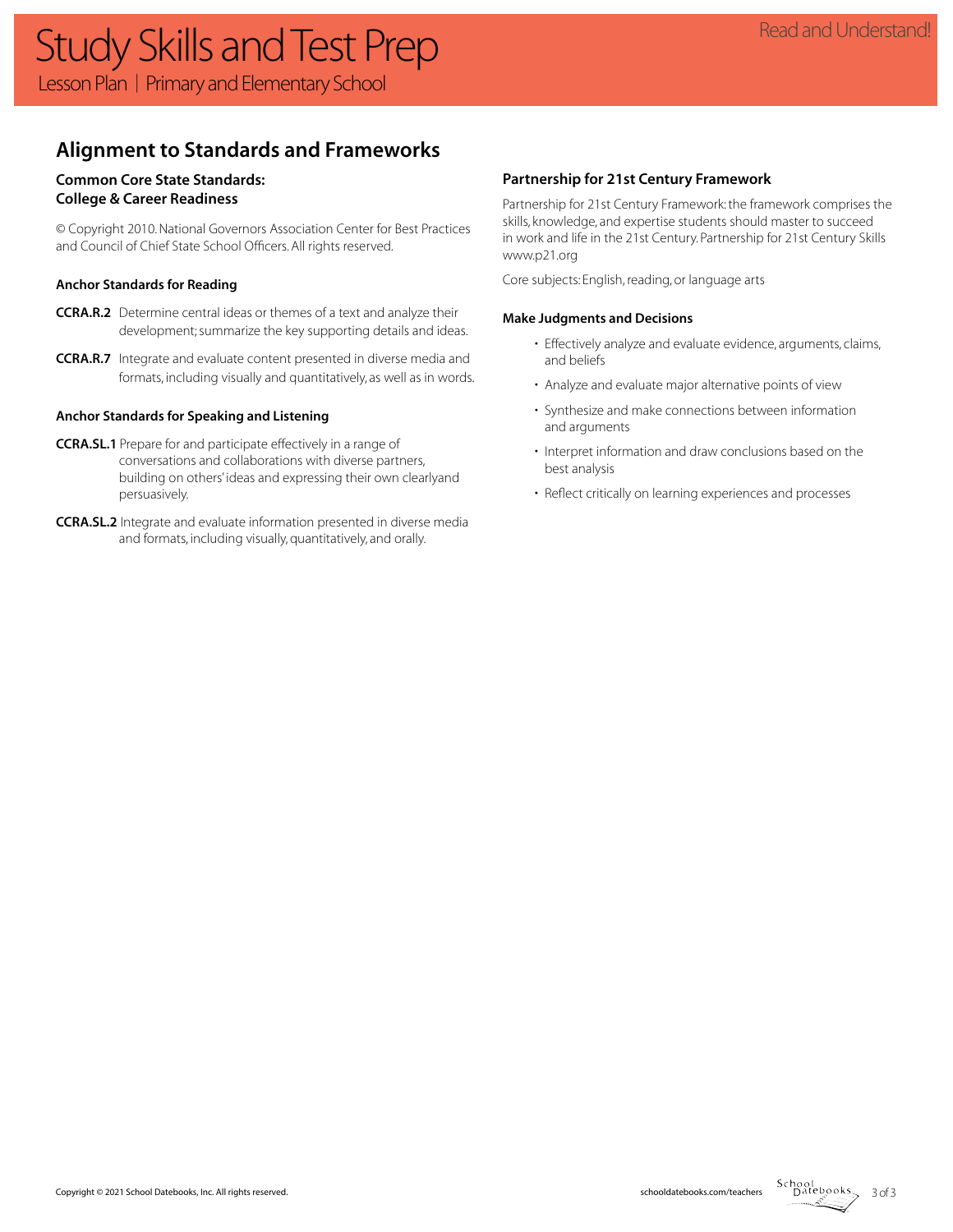## Alignment to Standards and Frameworks

### Common Core State Standards: College & Career Readiness

© Copyright 2010. National Governors Association Center for Best Practices and Council of Chief State School Officers. All rights reserved.

#### Anchor Standards for Reading

**CCRA.R.2** Determine central ideas or themes of a text and analyze their development; summarize the key supporting details and ideas.

**CCRA.R.7** Integrate and evaluate content presented in diverse media and formats, including visually and quantitatively, as well as in words.

#### Anchor Standards for Speaking and Listening

**CCRA.SL.1** Prepare for and participate effectively in a range of conversations and collaborations with diverse partners, building on others' ideas and expressing their own clearlyand persuasively.

**CCRA.SL.2** Integrate and evaluate information presented in diverse media and formats, including visually, quantitatively, and orally.

### Partnership for 21st Century Framework

Partnership for 21st Century Framework: the framework comprises the skills, knowledge, and expertise students should master to succeed in work and life in the 21st Century. Partnership for 21st Century Skills www.p21.org

Core subjects: English, reading, or language arts

#### Make Judgments and Decisions

- Effectively analyze and evaluate evidence, arguments, claims, and beliefs
- Analyze and evaluate major alternative points of view
- Synthesize and make connections between information and arguments
- Interpret information and draw conclusions based on the best analysis
- Reflect critically on learning experiences and processes